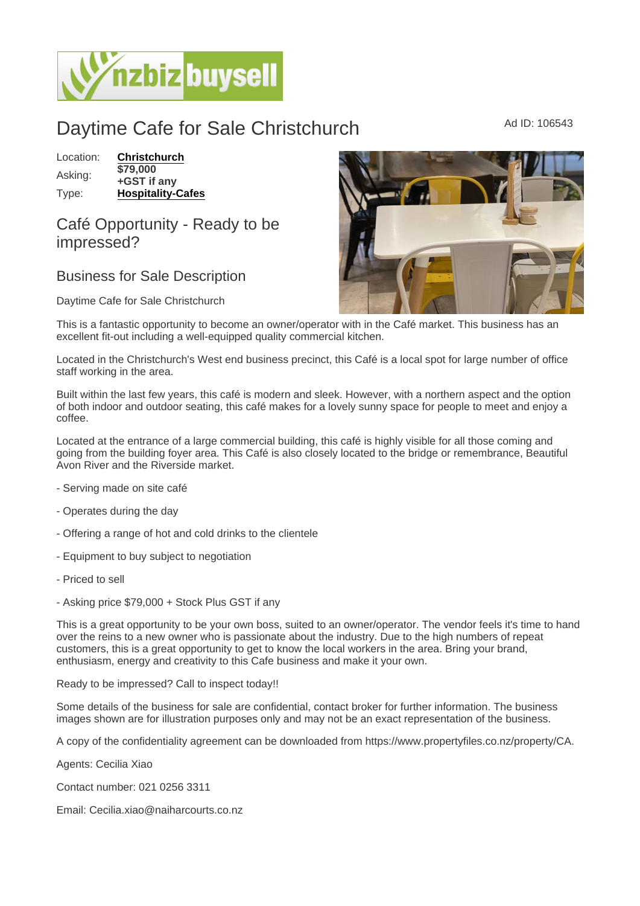# Daytime Cafe for Sale Christchurch

Ad ID: 106543

| Location: | **Christchurch** |
| --- | --- |
| Asking: | **$79,000 +GST if any** |
| Type: | **Hospitality-Cafes** |

## Café Opportunity - Ready to be impressed?

## Business for Sale Description

Daytime Cafe for Sale Christchurch

This is a fantastic opportunity to become an owner/operator with in the Café market. This business has an excellent fit-out including a well-equipped quality commercial kitchen.

Located in the Christchurch's West end business precinct, this Café is a local spot for large number of office staff working in the area.

Built within the last few years, this café is modern and sleek. However, with a northern aspect and the option of both indoor and outdoor seating, this café makes for a lovely sunny space for people to meet and enjoy a coffee.

Located at the entrance of a large commercial building, this café is highly visible for all those coming and going from the building foyer area. This Café is also closely located to the bridge or remembrance, Beautiful Avon River and the Riverside market.

- Serving made on site café

- Operates during the day

- Offering a range of hot and cold drinks to the clientele

- Equipment to buy subject to negotiation

- Priced to sell

- Asking price $79,000 + Stock Plus GST if any

This is a great opportunity to be your own boss, suited to an owner/operator. The vendor feels it's time to hand over the reins to a new owner who is passionate about the industry. Due to the high numbers of repeat customers, this is a great opportunity to get to know the local workers in the area. Bring your brand, enthusiasm, energy and creativity to this Cafe business and make it your own.

Ready to be impressed? Call to inspect today!!

Some details of the business for sale are confidential, contact broker for further information. The business images shown are for illustration purposes only and may not be an exact representation of the business.

A copy of the confidentiality agreement can be downloaded from https://www.propertyfiles.co.nz/property/CA.

Agents: Cecilia Xiao

Contact number: 021 0256 3311

Email: Cecilia.xiao@naiharcourts.co.nz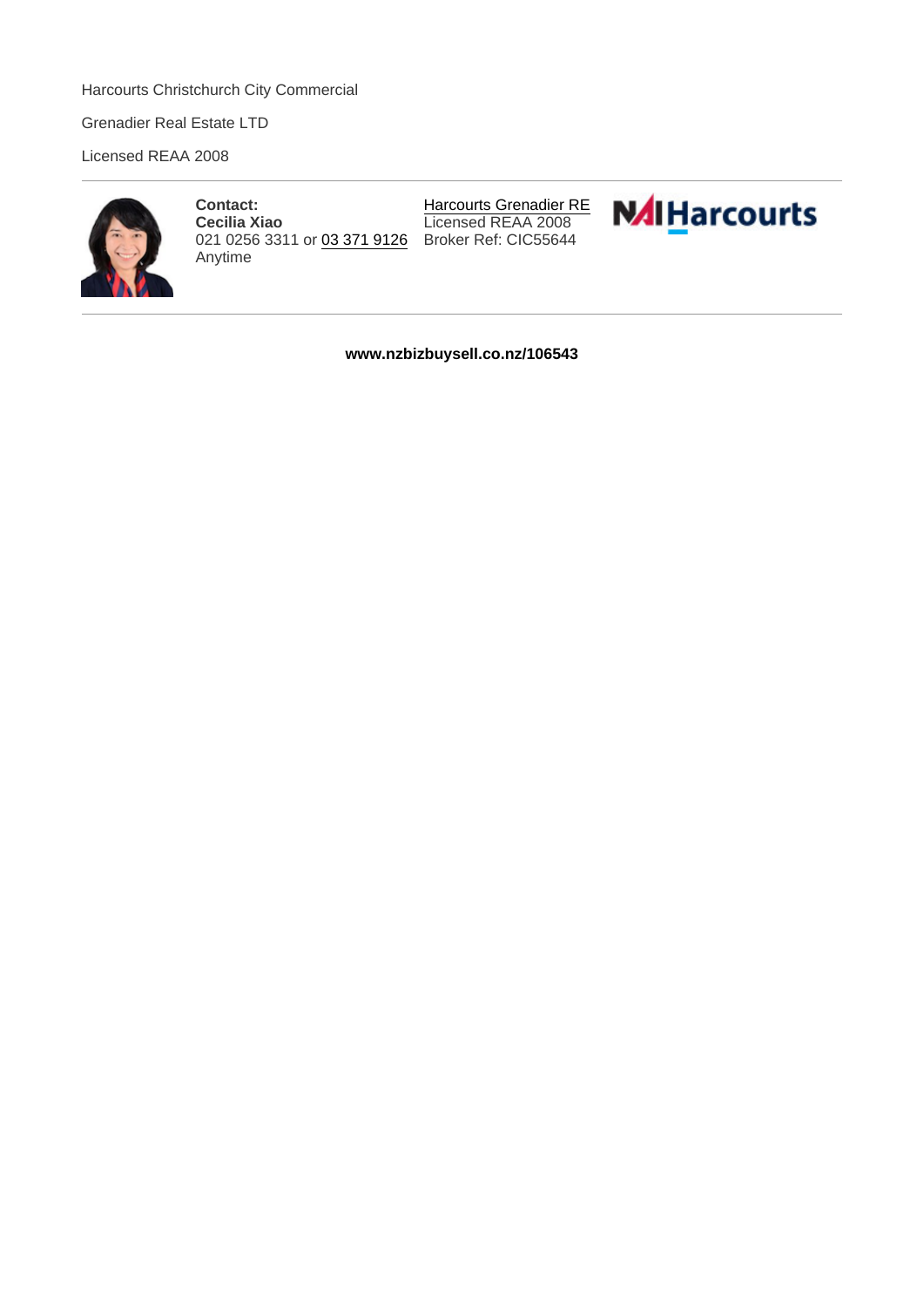Harcourts Christchurch City Commercial

Grenadier Real Estate LTD

Licensed REAA 2008

---

**Contact:**
**Cecilia Xiao**
021 0256 3311 or 03 371 9126
Anytime

Harcourts Grenadier RE
Licensed REAA 2008
Broker Ref: CIC55644

---

**www.nzbizbuysell.co.nz/106543**